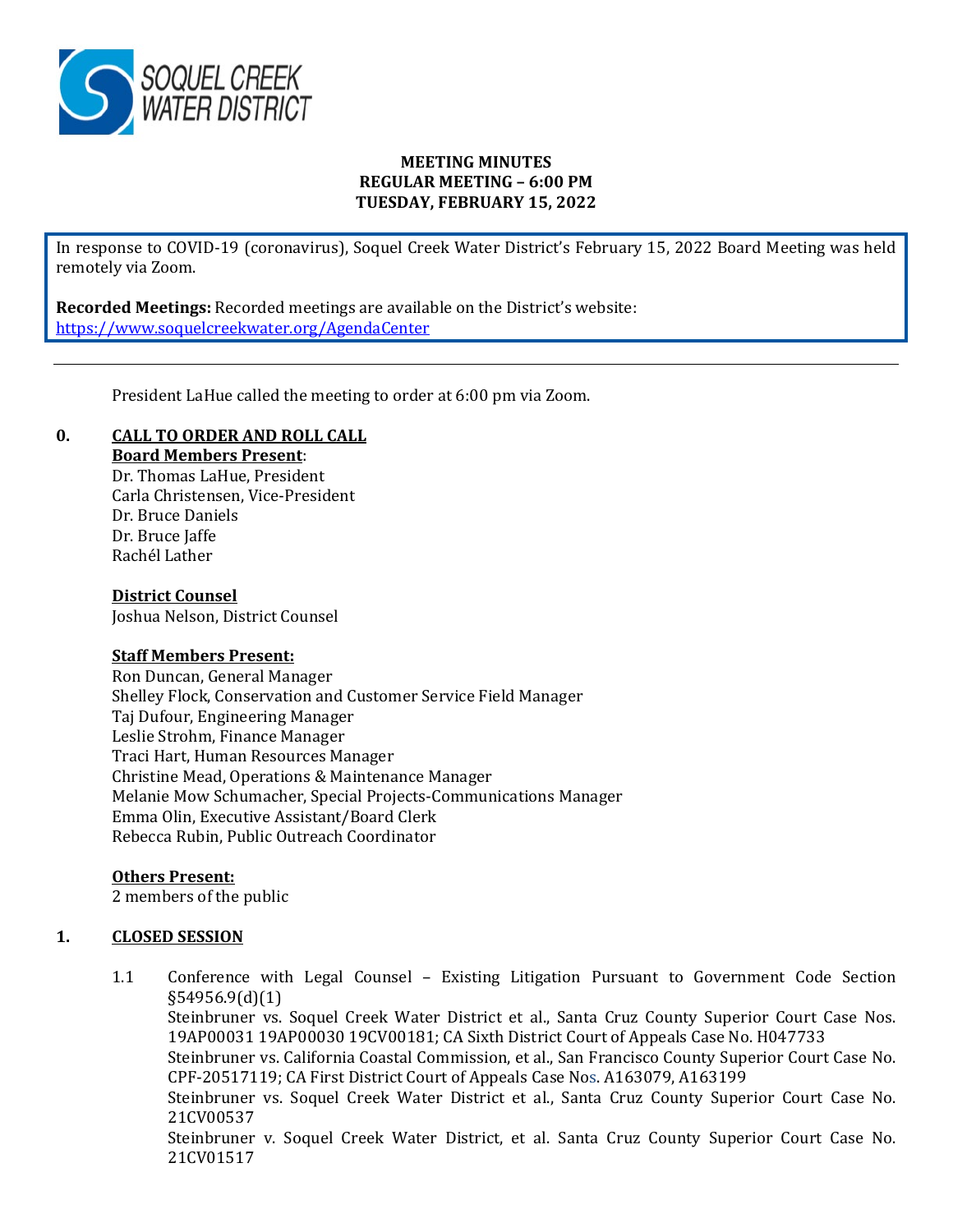**MEETING MINUTES**
**REGULAR MEETING – 6:00 PM**
**TUESDAY, FEBRUARY 15, 2022**

In response to COVID-19 (coronavirus), Soquel Creek Water District's February 15, 2022 Board Meeting was held remotely via Zoom.

**Recorded Meetings:** Recorded meetings are available on the District's website: https://www.soquelcreekwater.org/AgendaCenter

---

President LaHue called the meeting to order at 6:00 pm via Zoom.

## 0. CALL TO ORDER AND ROLL CALL

**Board Members Present:**
Dr. Thomas LaHue, President
Carla Christensen, Vice-President
Dr. Bruce Daniels
Dr. Bruce Jaffe
Rachél Lather

**District Counsel**
Joshua Nelson, District Counsel

**Staff Members Present:**
Ron Duncan, General Manager
Shelley Flock, Conservation and Customer Service Field Manager
Taj Dufour, Engineering Manager
Leslie Strohm, Finance Manager
Traci Hart, Human Resources Manager
Christine Mead, Operations & Maintenance Manager
Melanie Mow Schumacher, Special Projects-Communications Manager
Emma Olin, Executive Assistant/Board Clerk
Rebecca Rubin, Public Outreach Coordinator

**Others Present:**
2 members of the public

## 1. CLOSED SESSION

1.1 Conference with Legal Counsel – Existing Litigation Pursuant to Government Code Section §54956.9(d)(1)
Steinbruner vs. Soquel Creek Water District et al., Santa Cruz County Superior Court Case Nos. 19AP00031 19AP00030 19CV00181; CA Sixth District Court of Appeals Case No. H047733
Steinbruner vs. California Coastal Commission, et al., San Francisco County Superior Court Case No. CPF-20517119; CA First District Court of Appeals Case Nos. A163079, A163199
Steinbruner vs. Soquel Creek Water District et al., Santa Cruz County Superior Court Case No. 21CV00537
Steinbruner v. Soquel Creek Water District, et al. Santa Cruz County Superior Court Case No. 21CV01517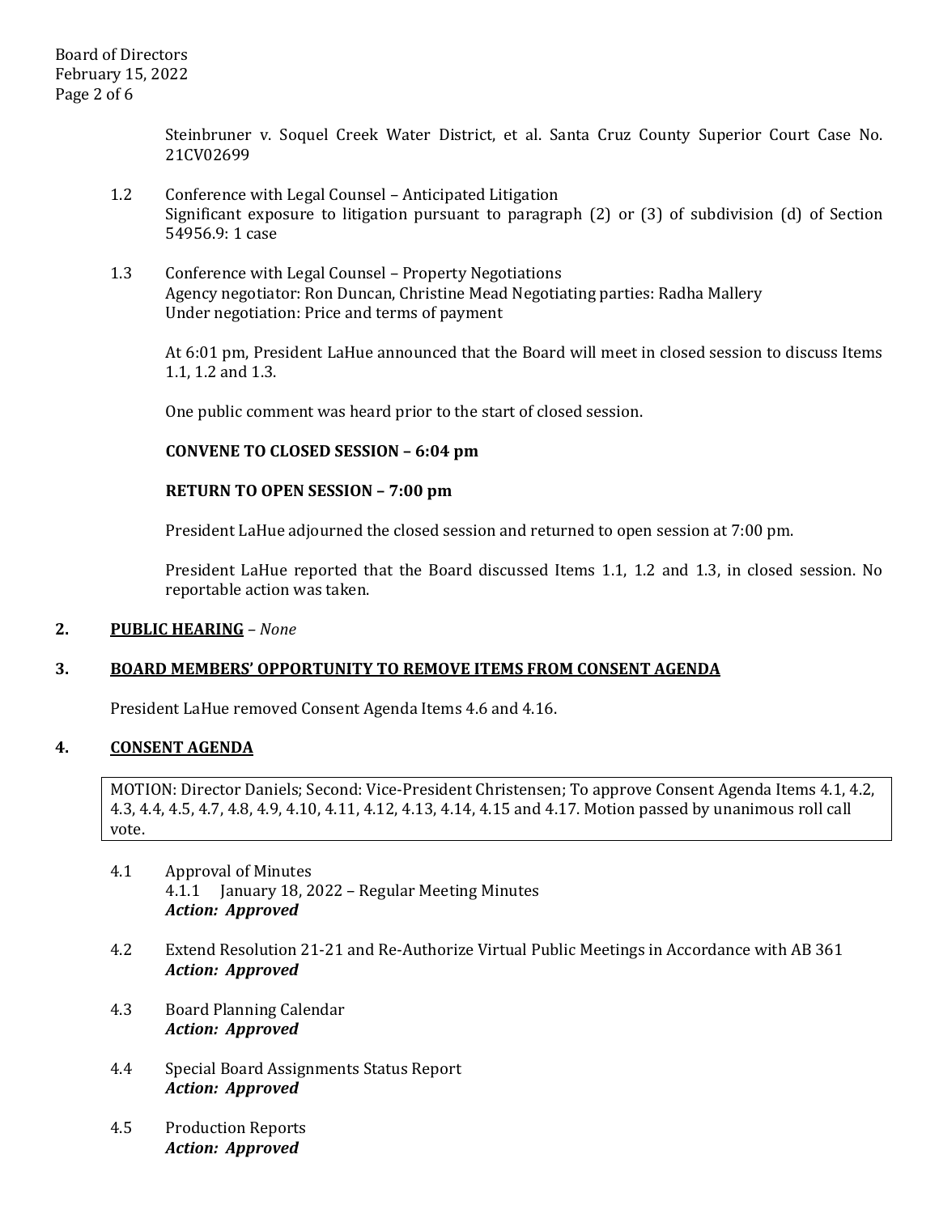Steinbruner v. Soquel Creek Water District, et al. Santa Cruz County Superior Court Case No. 21CV02699

1.2 Conference with Legal Counsel – Anticipated Litigation
Significant exposure to litigation pursuant to paragraph (2) or (3) of subdivision (d) of Section 54956.9: 1 case

1.3 Conference with Legal Counsel – Property Negotiations
Agency negotiator: Ron Duncan, Christine Mead Negotiating parties: Radha Mallery
Under negotiation: Price and terms of payment

At 6:01 pm, President LaHue announced that the Board will meet in closed session to discuss Items 1.1, 1.2 and 1.3.

One public comment was heard prior to the start of closed session.

**CONVENE TO CLOSED SESSION – 6:04 pm**

**RETURN TO OPEN SESSION – 7:00 pm**

President LaHue adjourned the closed session and returned to open session at 7:00 pm.

President LaHue reported that the Board discussed Items 1.1, 1.2 and 1.3, in closed session. No reportable action was taken.

## 2. PUBLIC HEARING – *None*

## 3. BOARD MEMBERS' OPPORTUNITY TO REMOVE ITEMS FROM CONSENT AGENDA

President LaHue removed Consent Agenda Items 4.6 and 4.16.

## 4. CONSENT AGENDA

MOTION: Director Daniels; Second: Vice-President Christensen; To approve Consent Agenda Items 4.1, 4.2, 4.3, 4.4, 4.5, 4.7, 4.8, 4.9, 4.10, 4.11, 4.12, 4.13, 4.14, 4.15 and 4.17. Motion passed by unanimous roll call vote.

4.1 Approval of Minutes
4.1.1 January 18, 2022 – Regular Meeting Minutes
***Action: Approved***

4.2 Extend Resolution 21-21 and Re-Authorize Virtual Public Meetings in Accordance with AB 361
***Action: Approved***

4.3 Board Planning Calendar
***Action: Approved***

4.4 Special Board Assignments Status Report
***Action: Approved***

4.5 Production Reports
***Action: Approved***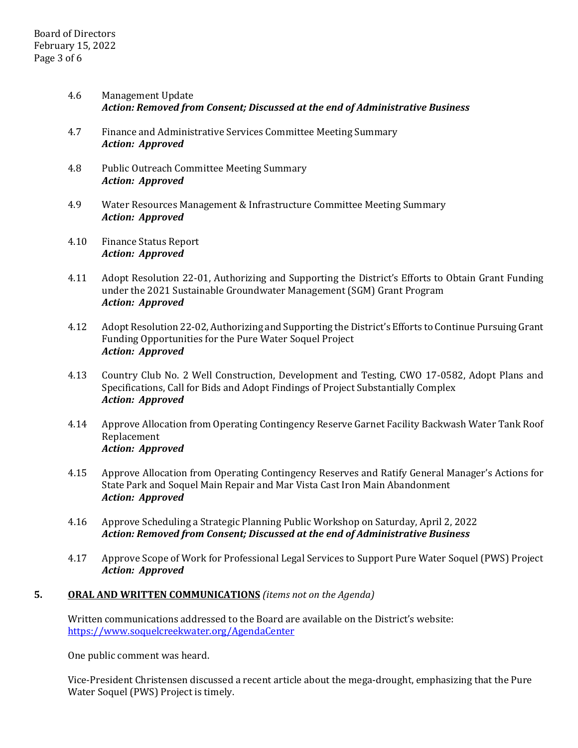4.6 Management Update
***Action: Removed from Consent; Discussed at the end of Administrative Business***

4.7 Finance and Administrative Services Committee Meeting Summary
***Action: Approved***

4.8 Public Outreach Committee Meeting Summary
***Action: Approved***

4.9 Water Resources Management & Infrastructure Committee Meeting Summary
***Action: Approved***

4.10 Finance Status Report
***Action: Approved***

4.11 Adopt Resolution 22-01, Authorizing and Supporting the District's Efforts to Obtain Grant Funding under the 2021 Sustainable Groundwater Management (SGM) Grant Program
***Action: Approved***

4.12 Adopt Resolution 22-02, Authorizing and Supporting the District's Efforts to Continue Pursuing Grant Funding Opportunities for the Pure Water Soquel Project
***Action: Approved***

4.13 Country Club No. 2 Well Construction, Development and Testing, CWO 17-0582, Adopt Plans and Specifications, Call for Bids and Adopt Findings of Project Substantially Complex
***Action: Approved***

4.14 Approve Allocation from Operating Contingency Reserve Garnet Facility Backwash Water Tank Roof Replacement
***Action: Approved***

4.15 Approve Allocation from Operating Contingency Reserves and Ratify General Manager's Actions for State Park and Soquel Main Repair and Mar Vista Cast Iron Main Abandonment
***Action: Approved***

4.16 Approve Scheduling a Strategic Planning Public Workshop on Saturday, April 2, 2022
***Action: Removed from Consent; Discussed at the end of Administrative Business***

4.17 Approve Scope of Work for Professional Legal Services to Support Pure Water Soquel (PWS) Project
***Action: Approved***

## 5. ORAL AND WRITTEN COMMUNICATIONS *(items not on the Agenda)*

Written communications addressed to the Board are available on the District's website: [https://www.soquelcreekwater.org/AgendaCenter](https://www.soquelcreekwater.org/AgendaCenter)

One public comment was heard.

Vice-President Christensen discussed a recent article about the mega-drought, emphasizing that the Pure Water Soquel (PWS) Project is timely.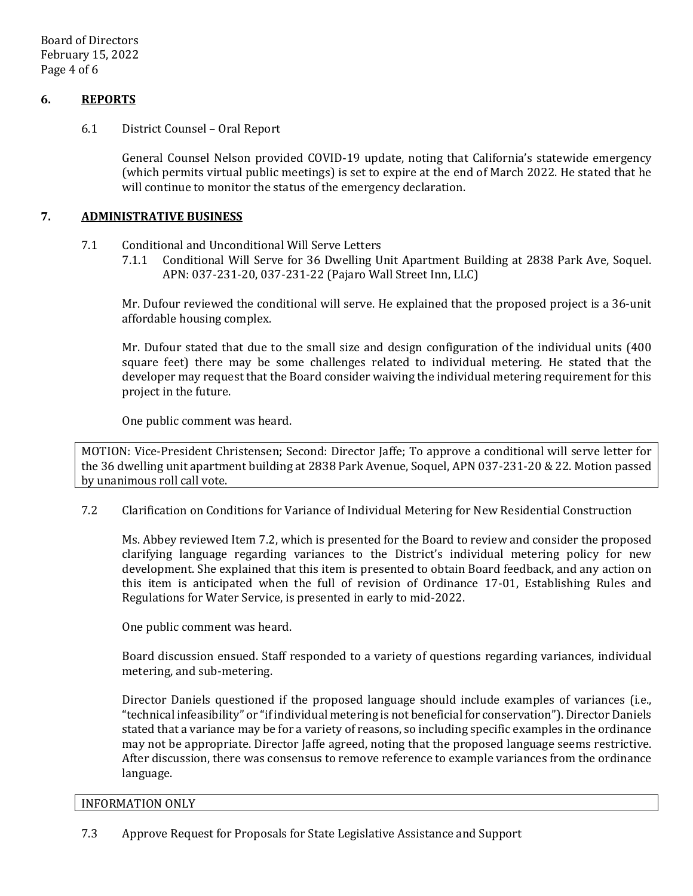## 6. REPORTS

6.1 District Counsel – Oral Report

General Counsel Nelson provided COVID-19 update, noting that California's statewide emergency (which permits virtual public meetings) is set to expire at the end of March 2022. He stated that he will continue to monitor the status of the emergency declaration.

## 7. ADMINISTRATIVE BUSINESS

7.1 Conditional and Unconditional Will Serve Letters

7.1.1 Conditional Will Serve for 36 Dwelling Unit Apartment Building at 2838 Park Ave, Soquel. APN: 037-231-20, 037-231-22 (Pajaro Wall Street Inn, LLC)

Mr. Dufour reviewed the conditional will serve. He explained that the proposed project is a 36-unit affordable housing complex.

Mr. Dufour stated that due to the small size and design configuration of the individual units (400 square feet) there may be some challenges related to individual metering. He stated that the developer may request that the Board consider waiving the individual metering requirement for this project in the future.

One public comment was heard.

MOTION: Vice-President Christensen; Second: Director Jaffe; To approve a conditional will serve letter for the 36 dwelling unit apartment building at 2838 Park Avenue, Soquel, APN 037-231-20 & 22. Motion passed by unanimous roll call vote.

7.2 Clarification on Conditions for Variance of Individual Metering for New Residential Construction

Ms. Abbey reviewed Item 7.2, which is presented for the Board to review and consider the proposed clarifying language regarding variances to the District's individual metering policy for new development. She explained that this item is presented to obtain Board feedback, and any action on this item is anticipated when the full of revision of Ordinance 17-01, Establishing Rules and Regulations for Water Service, is presented in early to mid-2022.

One public comment was heard.

Board discussion ensued. Staff responded to a variety of questions regarding variances, individual metering, and sub-metering.

Director Daniels questioned if the proposed language should include examples of variances (i.e., "technical infeasibility" or "if individual metering is not beneficial for conservation"). Director Daniels stated that a variance may be for a variety of reasons, so including specific examples in the ordinance may not be appropriate. Director Jaffe agreed, noting that the proposed language seems restrictive. After discussion, there was consensus to remove reference to example variances from the ordinance language.

INFORMATION ONLY

7.3 Approve Request for Proposals for State Legislative Assistance and Support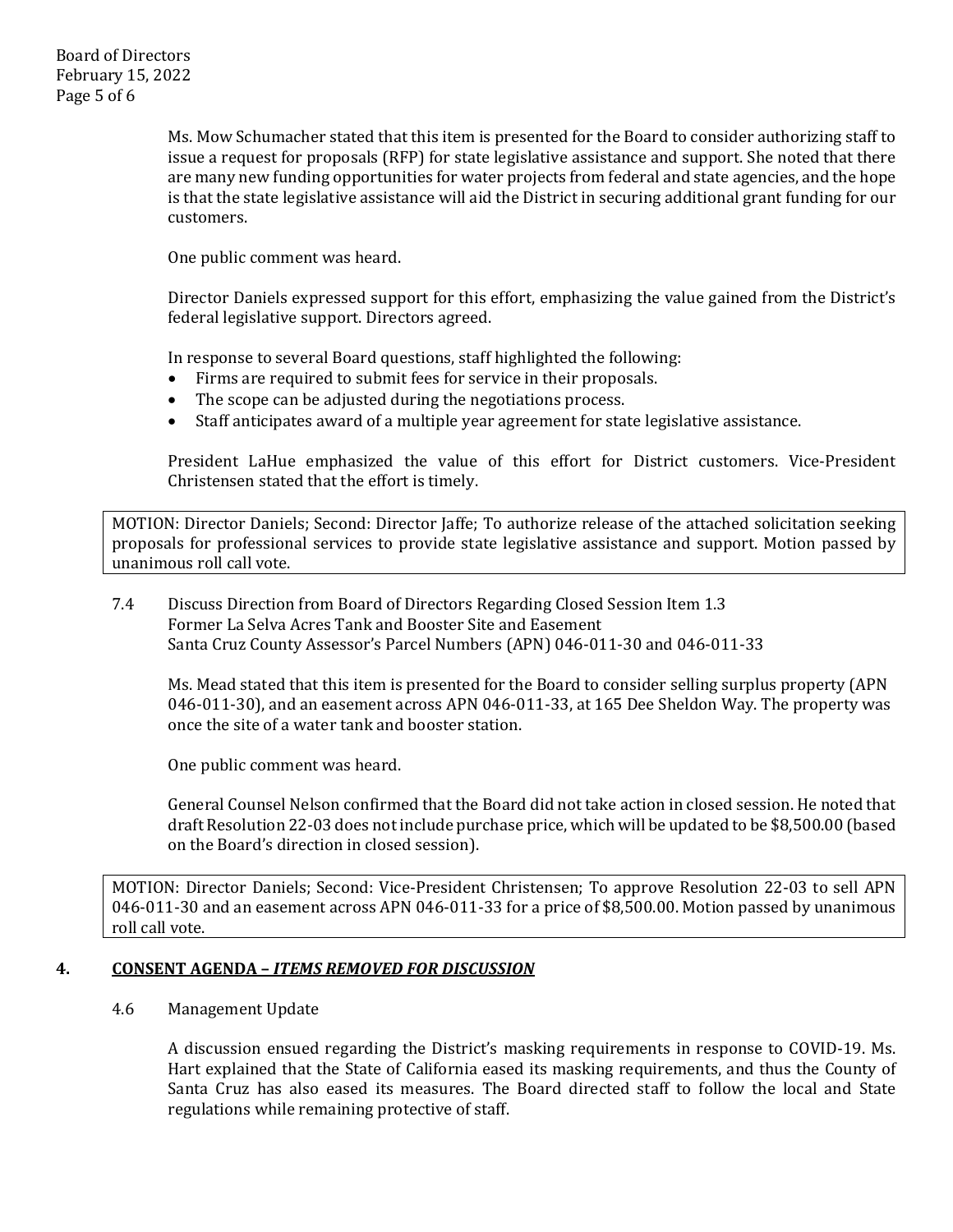Ms. Mow Schumacher stated that this item is presented for the Board to consider authorizing staff to issue a request for proposals (RFP) for state legislative assistance and support. She noted that there are many new funding opportunities for water projects from federal and state agencies, and the hope is that the state legislative assistance will aid the District in securing additional grant funding for our customers.

One public comment was heard.

Director Daniels expressed support for this effort, emphasizing the value gained from the District's federal legislative support. Directors agreed.

In response to several Board questions, staff highlighted the following:

- Firms are required to submit fees for service in their proposals.
- The scope can be adjusted during the negotiations process.
- Staff anticipates award of a multiple year agreement for state legislative assistance.

President LaHue emphasized the value of this effort for District customers. Vice-President Christensen stated that the effort is timely.

MOTION: Director Daniels; Second: Director Jaffe; To authorize release of the attached solicitation seeking proposals for professional services to provide state legislative assistance and support. Motion passed by unanimous roll call vote.

7.4 Discuss Direction from Board of Directors Regarding Closed Session Item 1.3
Former La Selva Acres Tank and Booster Site and Easement
Santa Cruz County Assessor's Parcel Numbers (APN) 046-011-30 and 046-011-33

Ms. Mead stated that this item is presented for the Board to consider selling surplus property (APN 046-011-30), and an easement across APN 046-011-33, at 165 Dee Sheldon Way. The property was once the site of a water tank and booster station.

One public comment was heard.

General Counsel Nelson confirmed that the Board did not take action in closed session. He noted that draft Resolution 22-03 does not include purchase price, which will be updated to be $8,500.00 (based on the Board's direction in closed session).

MOTION: Director Daniels; Second: Vice-President Christensen; To approve Resolution 22-03 to sell APN 046-011-30 and an easement across APN 046-011-33 for a price of $8,500.00. Motion passed by unanimous roll call vote.

## 4. CONSENT AGENDA – *ITEMS REMOVED FOR DISCUSSION*

4.6 Management Update

A discussion ensued regarding the District's masking requirements in response to COVID-19. Ms. Hart explained that the State of California eased its masking requirements, and thus the County of Santa Cruz has also eased its measures. The Board directed staff to follow the local and State regulations while remaining protective of staff.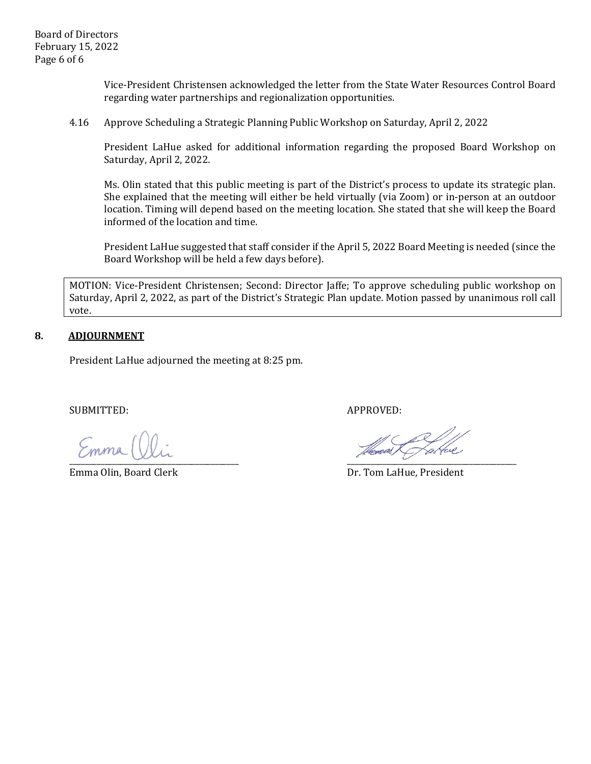Vice-President Christensen acknowledged the letter from the State Water Resources Control Board regarding water partnerships and regionalization opportunities.

4.16 Approve Scheduling a Strategic Planning Public Workshop on Saturday, April 2, 2022

President LaHue asked for additional information regarding the proposed Board Workshop on Saturday, April 2, 2022.

Ms. Olin stated that this public meeting is part of the District's process to update its strategic plan. She explained that the meeting will either be held virtually (via Zoom) or in-person at an outdoor location. Timing will depend based on the meeting location. She stated that she will keep the Board informed of the location and time.

President LaHue suggested that staff consider if the April 5, 2022 Board Meeting is needed (since the Board Workshop will be held a few days before).

MOTION: Vice-President Christensen; Second: Director Jaffe; To approve scheduling public workshop on Saturday, April 2, 2022, as part of the District's Strategic Plan update. Motion passed by unanimous roll call vote.

## 8. ADJOURNMENT

President LaHue adjourned the meeting at 8:25 pm.

SUBMITTED:

Emma Olin, Board Clerk

APPROVED:

Dr. Tom LaHue, President